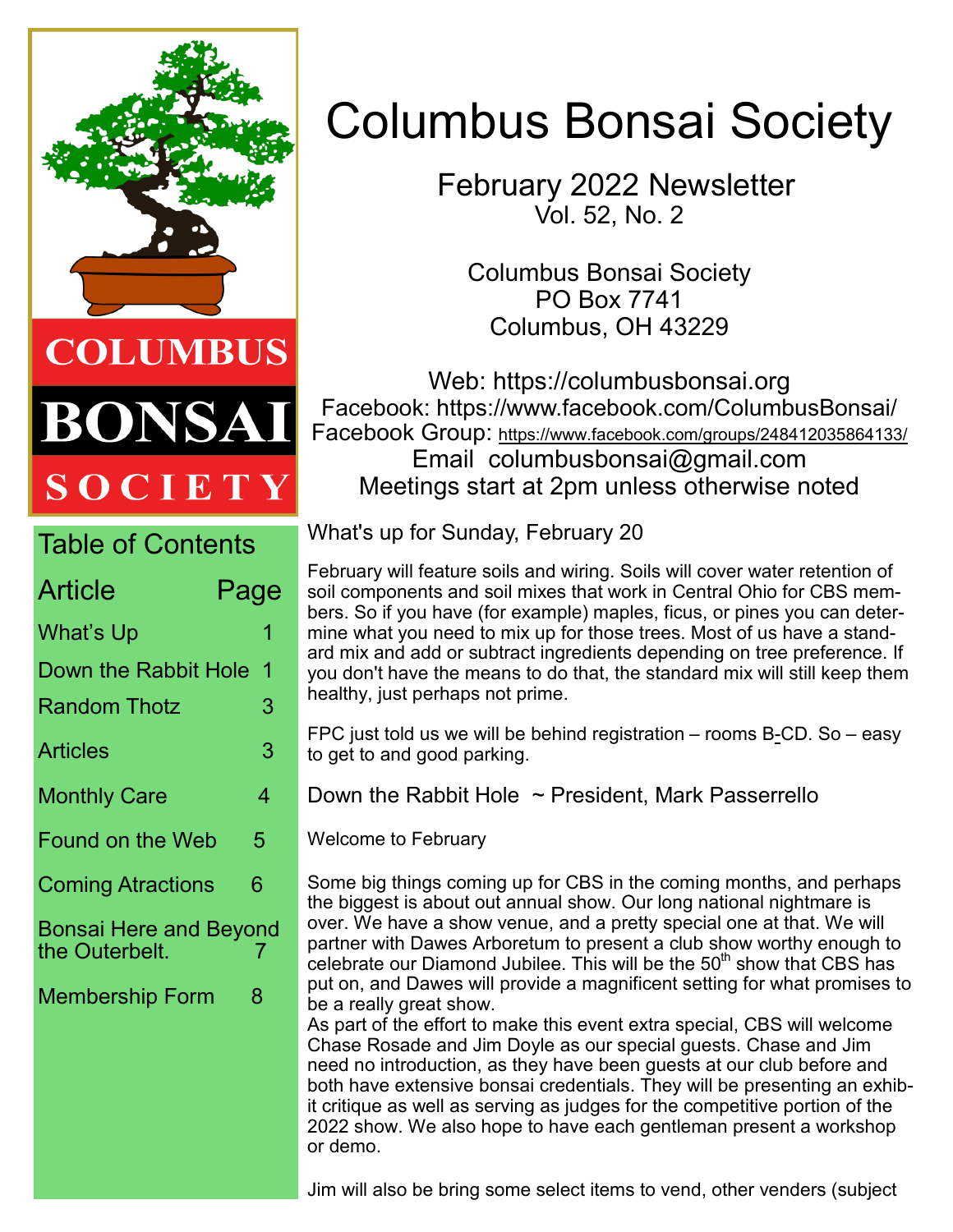# Columbus Bonsai Society

## February 2022 Newsletter
Vol. 52, No. 2

Columbus Bonsai Society
PO Box 7741
Columbus, OH 43229

Web: https://columbusbonsai.org
Facebook: https://www.facebook.com/ColumbusBonsai/
Facebook Group: https://www.facebook.com/groups/248412035864133/
Email columbusbonsai@gmail.com
Meetings start at 2pm unless otherwise noted

COLUMBUS BONSAI SOCIETY

## Table of Contents

| Article | Page |
| --- | --- |
| What's Up | 1 |
| Down the Rabbit Hole | 1 |
| Random Thotz | 3 |
| Articles | 3 |
| Monthly Care | 4 |
| Found on the Web | 5 |
| Coming Atractions | 6 |
| Bonsai Here and Beyond the Outerbelt. | 7 |
| Membership Form | 8 |

## What's up for Sunday, February 20

February will feature soils and wiring. Soils will cover water retention of soil components and soil mixes that work in Central Ohio for CBS members. So if you have (for example) maples, ficus, or pines you can determine what you need to mix up for those trees. Most of us have a standard mix and add or subtract ingredients depending on tree preference. If you don't have the means to do that, the standard mix will still keep them healthy, just perhaps not prime.

FPC just told us we will be behind registration – rooms B-CD. So – easy to get to and good parking.

## Down the Rabbit Hole ~ President, Mark Passerrello

Welcome to February

Some big things coming up for CBS in the coming months, and perhaps the biggest is about out annual show. Our long national nightmare is over. We have a show venue, and a pretty special one at that. We will partner with Dawes Arboretum to present a club show worthy enough to celebrate our Diamond Jubilee. This will be the 50th show that CBS has put on, and Dawes will provide a magnificent setting for what promises to be a really great show.

As part of the effort to make this event extra special, CBS will welcome Chase Rosade and Jim Doyle as our special guests. Chase and Jim need no introduction, as they have been guests at our club before and both have extensive bonsai credentials. They will be presenting an exhibit critique as well as serving as judges for the competitive portion of the 2022 show. We also hope to have each gentleman present a workshop or demo.

Jim will also be bring some select items to vend, other venders (subject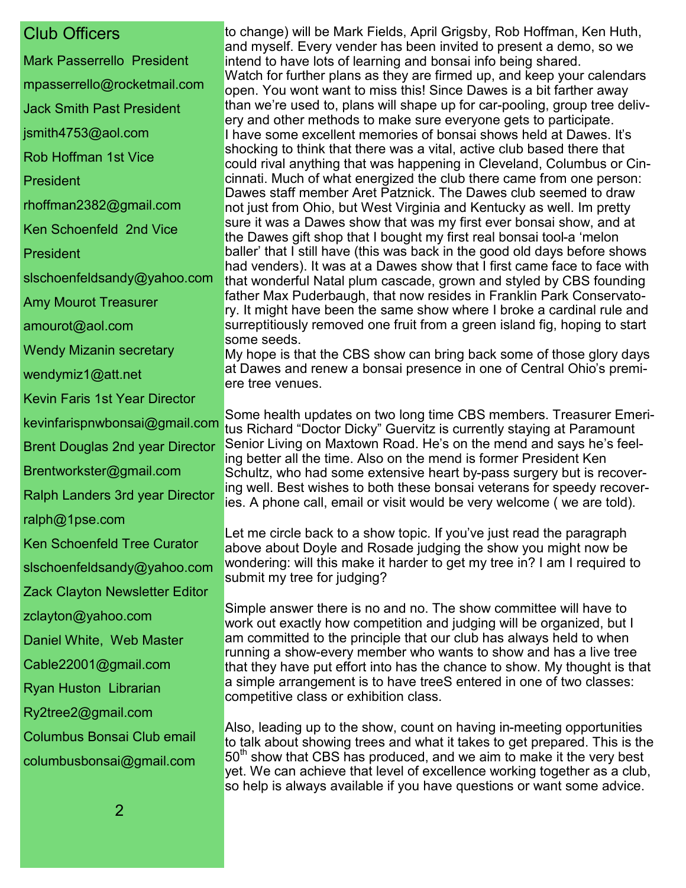## Club Officers

Mark Passerrello President

mpasserrello@rocketmail.com

Jack Smith Past President

jsmith4753@aol.com

Rob Hoffman 1st Vice President

rhoffman2382@gmail.com

Ken Schoenfeld 2nd Vice President

slschoenfeldsandy@yahoo.com

Amy Mourot Treasurer

amourot@aol.com

Wendy Mizanin secretary

wendymiz1@att.net

Kevin Faris 1st Year Director

kevinfarispnwbonsai@gmail.com

Brent Douglas 2nd year Director

Brentworkster@gmail.com

Ralph Landers 3rd year Director

ralph@1pse.com

Ken Schoenfeld Tree Curator

slschoenfeldsandy@yahoo.com

Zack Clayton Newsletter Editor

zclayton@yahoo.com

Daniel White, Web Master

Cable22001@gmail.com

Ryan Huston Librarian

Ry2tree2@gmail.com

Columbus Bonsai Club email

columbusbonsai@gmail.com

to change) will be Mark Fields, April Grigsby, Rob Hoffman, Ken Huth, and myself. Every vender has been invited to present a demo, so we intend to have lots of learning and bonsai info being shared.
Watch for further plans as they are firmed up, and keep your calendars open. You wont want to miss this! Since Dawes is a bit farther away than we're used to, plans will shape up for car-pooling, group tree delivery and other methods to make sure everyone gets to participate.
I have some excellent memories of bonsai shows held at Dawes. It's shocking to think that there was a vital, active club based there that could rival anything that was happening in Cleveland, Columbus or Cincinnati. Much of what energized the club there came from one person: Dawes staff member Aret Patznick. The Dawes club seemed to draw not just from Ohio, but West Virginia and Kentucky as well. Im pretty sure it was a Dawes show that was my first ever bonsai show, and at the Dawes gift shop that I bought my first real bonsai tool-a 'melon baller' that I still have (this was back in the good old days before shows had venders). It was at a Dawes show that I first came face to face with that wonderful Natal plum cascade, grown and styled by CBS founding father Max Puderbaugh, that now resides in Franklin Park Conservatory. It might have been the same show where I broke a cardinal rule and surreptitiously removed one fruit from a green island fig, hoping to start some seeds.
My hope is that the CBS show can bring back some of those glory days at Dawes and renew a bonsai presence in one of Central Ohio's premiere tree venues.

Some health updates on two long time CBS members. Treasurer Emeritus Richard "Doctor Dicky" Guervitz is currently staying at Paramount Senior Living on Maxtown Road. He's on the mend and says he's feeling better all the time. Also on the mend is former President Ken Schultz, who had some extensive heart by-pass surgery but is recovering well. Best wishes to both these bonsai veterans for speedy recoveries. A phone call, email or visit would be very welcome ( we are told).

Let me circle back to a show topic. If you've just read the paragraph above about Doyle and Rosade judging the show you might now be wondering: will this make it harder to get my tree in? I am I required to submit my tree for judging?

Simple answer there is no and no. The show committee will have to work out exactly how competition and judging will be organized, but I am committed to the principle that our club has always held to when running a show-every member who wants to show and has a live tree that they have put effort into has the chance to show. My thought is that a simple arrangement is to have treeS entered in one of two classes: competitive class or exhibition class.

Also, leading up to the show, count on having in-meeting opportunities to talk about showing trees and what it takes to get prepared. This is the 50th show that CBS has produced, and we aim to make it the very best yet. We can achieve that level of excellence working together as a club, so help is always available if you have questions or want some advice.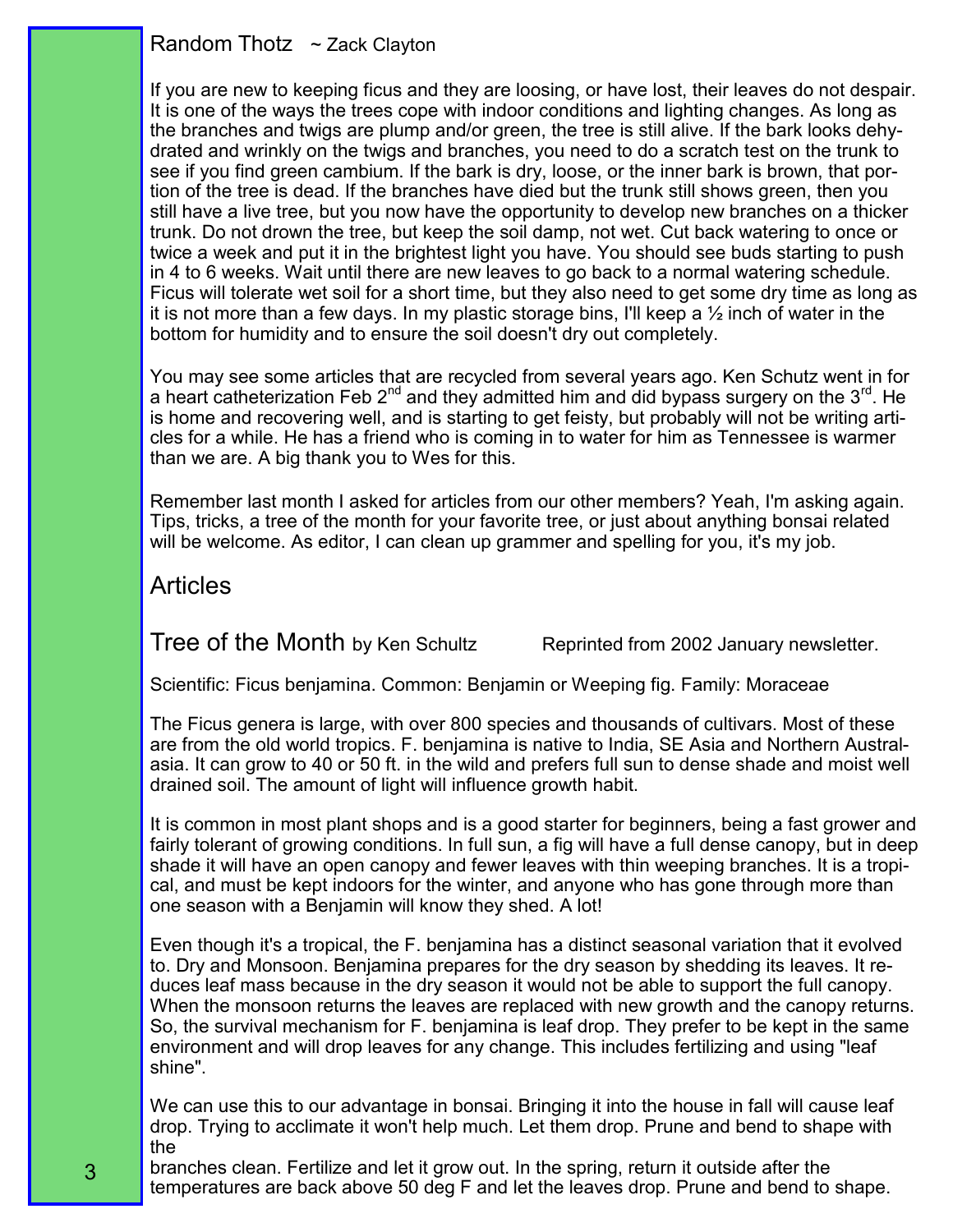## Random Thotz ~ Zack Clayton

If you are new to keeping ficus and they are loosing, or have lost, their leaves do not despair. It is one of the ways the trees cope with indoor conditions and lighting changes. As long as the branches and twigs are plump and/or green, the tree is still alive. If the bark looks dehydrated and wrinkly on the twigs and branches, you need to do a scratch test on the trunk to see if you find green cambium. If the bark is dry, loose, or the inner bark is brown, that portion of the tree is dead. If the branches have died but the trunk still shows green, then you still have a live tree, but you now have the opportunity to develop new branches on a thicker trunk. Do not drown the tree, but keep the soil damp, not wet. Cut back watering to once or twice a week and put it in the brightest light you have. You should see buds starting to push in 4 to 6 weeks. Wait until there are new leaves to go back to a normal watering schedule. Ficus will tolerate wet soil for a short time, but they also need to get some dry time as long as it is not more than a few days. In my plastic storage bins, I'll keep a ½ inch of water in the bottom for humidity and to ensure the soil doesn't dry out completely.

You may see some articles that are recycled from several years ago. Ken Schutz went in for a heart catheterization Feb 2nd and they admitted him and did bypass surgery on the 3rd. He is home and recovering well, and is starting to get feisty, but probably will not be writing articles for a while. He has a friend who is coming in to water for him as Tennessee is warmer than we are. A big thank you to Wes for this.

Remember last month I asked for articles from our other members? Yeah, I'm asking again. Tips, tricks, a tree of the month for your favorite tree, or just about anything bonsai related will be welcome. As editor, I can clean up grammer and spelling for you, it's my job.

## Articles

### Tree of the Month by Ken Schultz

Reprinted from 2002 January newsletter.

Scientific: Ficus benjamina. Common: Benjamin or Weeping fig. Family: Moraceae

The Ficus genera is large, with over 800 species and thousands of cultivars. Most of these are from the old world tropics. F. benjamina is native to India, SE Asia and Northern Australasia. It can grow to 40 or 50 ft. in the wild and prefers full sun to dense shade and moist well drained soil. The amount of light will influence growth habit.

It is common in most plant shops and is a good starter for beginners, being a fast grower and fairly tolerant of growing conditions. In full sun, a fig will have a full dense canopy, but in deep shade it will have an open canopy and fewer leaves with thin weeping branches. It is a tropical, and must be kept indoors for the winter, and anyone who has gone through more than one season with a Benjamin will know they shed. A lot!

Even though it's a tropical, the F. benjamina has a distinct seasonal variation that it evolved to. Dry and Monsoon. Benjamina prepares for the dry season by shedding its leaves. It reduces leaf mass because in the dry season it would not be able to support the full canopy. When the monsoon returns the leaves are replaced with new growth and the canopy returns. So, the survival mechanism for F. benjamina is leaf drop. They prefer to be kept in the same environment and will drop leaves for any change. This includes fertilizing and using "leaf shine".

We can use this to our advantage in bonsai. Bringing it into the house in fall will cause leaf drop. Trying to acclimate it won't help much. Let them drop. Prune and bend to shape with the branches clean. Fertilize and let it grow out. In the spring, return it outside after the temperatures are back above 50 deg F and let the leaves drop. Prune and bend to shape.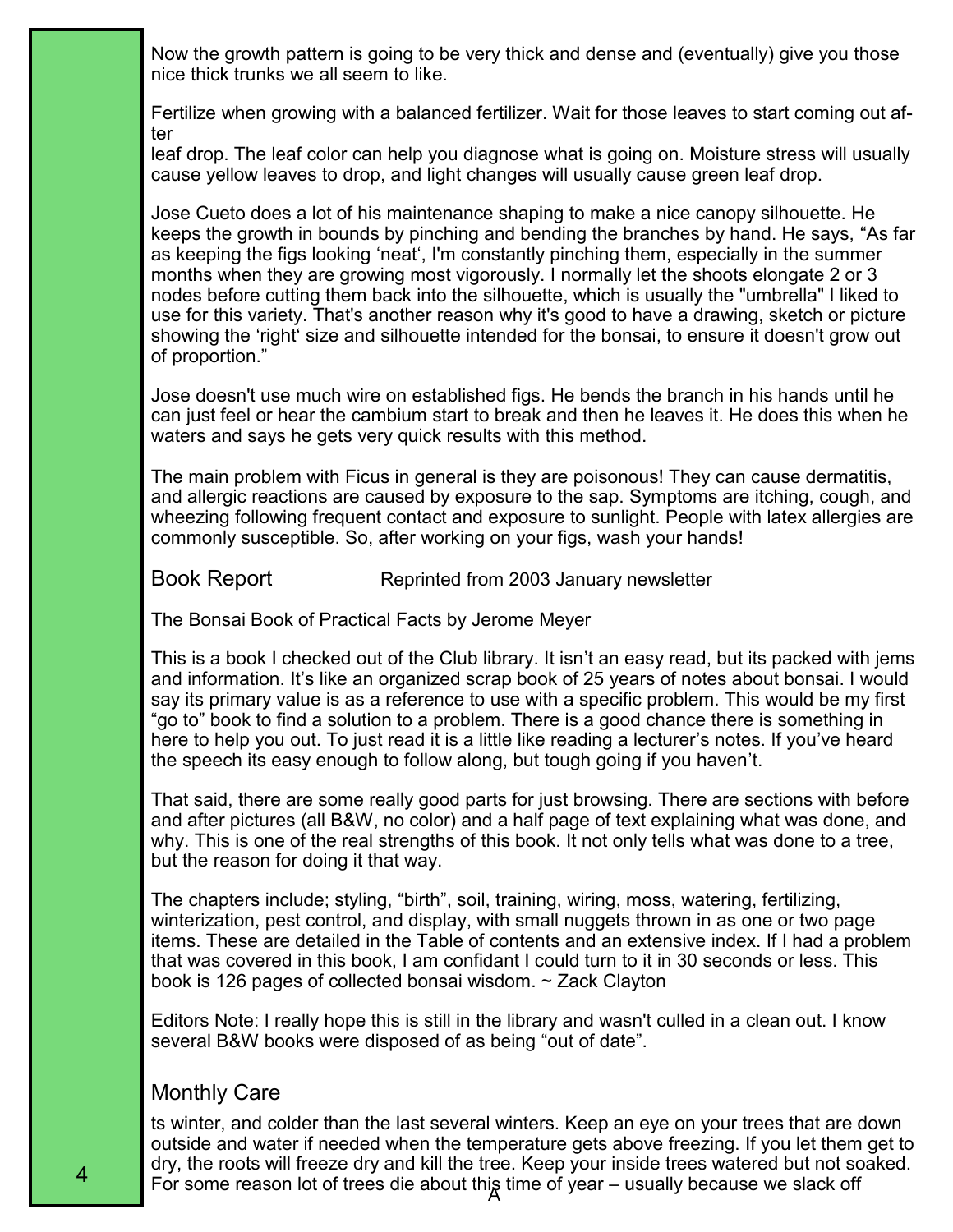Now the growth pattern is going to be very thick and dense and (eventually) give you those nice thick trunks we all seem to like.

Fertilize when growing with a balanced fertilizer. Wait for those leaves to start coming out af-ter
leaf drop. The leaf color can help you diagnose what is going on. Moisture stress will usually cause yellow leaves to drop, and light changes will usually cause green leaf drop.

Jose Cueto does a lot of his maintenance shaping to make a nice canopy silhouette. He keeps the growth in bounds by pinching and bending the branches by hand. He says, "As far as keeping the figs looking 'neat', I'm constantly pinching them, especially in the summer months when they are growing most vigorously. I normally let the shoots elongate 2 or 3 nodes before cutting them back into the silhouette, which is usually the "umbrella" I liked to use for this variety. That's another reason why it's good to have a drawing, sketch or picture showing the 'right' size and silhouette intended for the bonsai, to ensure it doesn't grow out of proportion."

Jose doesn't use much wire on established figs. He bends the branch in his hands until he can just feel or hear the cambium start to break and then he leaves it. He does this when he waters and says he gets very quick results with this method.

The main problem with Ficus in general is they are poisonous! They can cause dermatitis, and allergic reactions are caused by exposure to the sap. Symptoms are itching, cough, and wheezing following frequent contact and exposure to sunlight. People with latex allergies are commonly susceptible. So, after working on your figs, wash your hands!

## Book Report

Reprinted from 2003 January newsletter

The Bonsai Book of Practical Facts by Jerome Meyer

This is a book I checked out of the Club library. It isn't an easy read, but its packed with jems and information. It's like an organized scrap book of 25 years of notes about bonsai. I would say its primary value is as a reference to use with a specific problem. This would be my first "go to" book to find a solution to a problem. There is a good chance there is something in here to help you out. To just read it is a little like reading a lecturer's notes. If you've heard the speech its easy enough to follow along, but tough going if you haven't.

That said, there are some really good parts for just browsing. There are sections with before and after pictures (all B&W, no color) and a half page of text explaining what was done, and why. This is one of the real strengths of this book. It not only tells what was done to a tree, but the reason for doing it that way.

The chapters include; styling, "birth", soil, training, wiring, moss, watering, fertilizing, winterization, pest control, and display, with small nuggets thrown in as one or two page items. These are detailed in the Table of contents and an extensive index. If I had a problem that was covered in this book, I am confidant I could turn to it in 30 seconds or less. This book is 126 pages of collected bonsai wisdom. ~ Zack Clayton

Editors Note: I really hope this is still in the library and wasn't culled in a clean out. I know several B&W books were disposed of as being "out of date".

## Monthly Care

ts winter, and colder than the last several winters. Keep an eye on your trees that are down outside and water if needed when the temperature gets above freezing. If you let them get to dry, the roots will freeze dry and kill the tree. Keep your inside trees watered but not soaked. For some reason lot of trees die about this time of year – usually because we slack off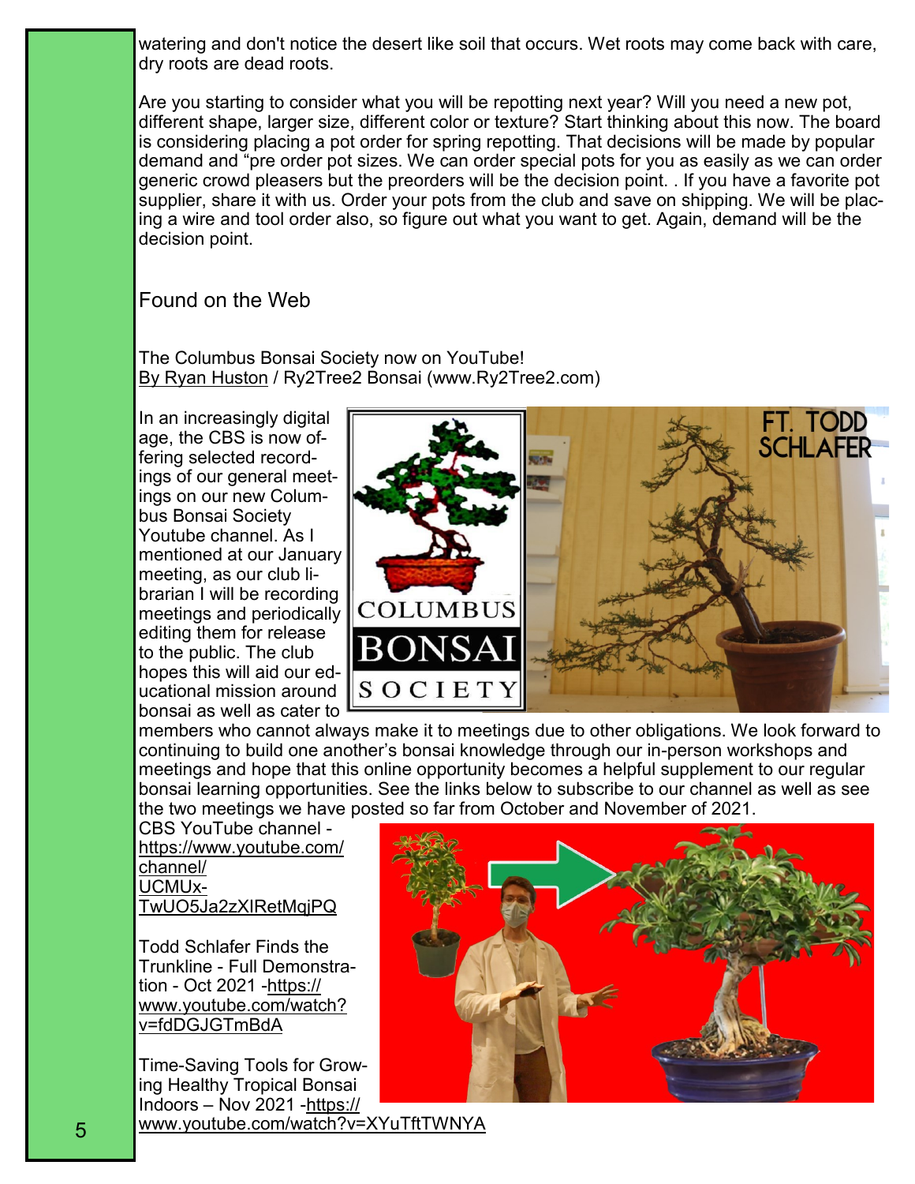watering and don't notice the desert like soil that occurs. Wet roots may come back with care, dry roots are dead roots.

Are you starting to consider what you will be repotting next year? Will you need a new pot, different shape, larger size, different color or texture? Start thinking about this now. The board is considering placing a pot order for spring repotting. That decisions will be made by popular demand and "pre order pot sizes. We can order special pots for you as easily as we can order generic crowd pleasers but the preorders will be the decision point. . If you have a favorite pot supplier, share it with us. Order your pots from the club and save on shipping. We will be placing a wire and tool order also, so figure out what you want to get. Again, demand will be the decision point.

## Found on the Web

The Columbus Bonsai Society now on YouTube!
By Ryan Huston / Ry2Tree2 Bonsai (www.Ry2Tree2.com)

In an increasingly digital age, the CBS is now offering selected recordings of our general meetings on our new Columbus Bonsai Society Youtube channel. As I mentioned at our January meeting, as our club librarian I will be recording meetings and periodically editing them for release to the public. The club hopes this will aid our educational mission around bonsai as well as cater to members who cannot always make it to meetings due to other obligations. We look forward to continuing to build one another's bonsai knowledge through our in-person workshops and meetings and hope that this online opportunity becomes a helpful supplement to our regular bonsai learning opportunities. See the links below to subscribe to our channel as well as see the two meetings we have posted so far from October and November of 2021.

CBS YouTube channel - https://www.youtube.com/channel/UCMUx-TwUO5Ja2zXIRetMqjPQ

Todd Schlafer Finds the Trunkline - Full Demonstration - Oct 2021 -https://www.youtube.com/watch?v=fdDGJGTmBdA

Time-Saving Tools for Growing Healthy Tropical Bonsai Indoors – Nov 2021 -https://www.youtube.com/watch?v=XYuTftTWNYA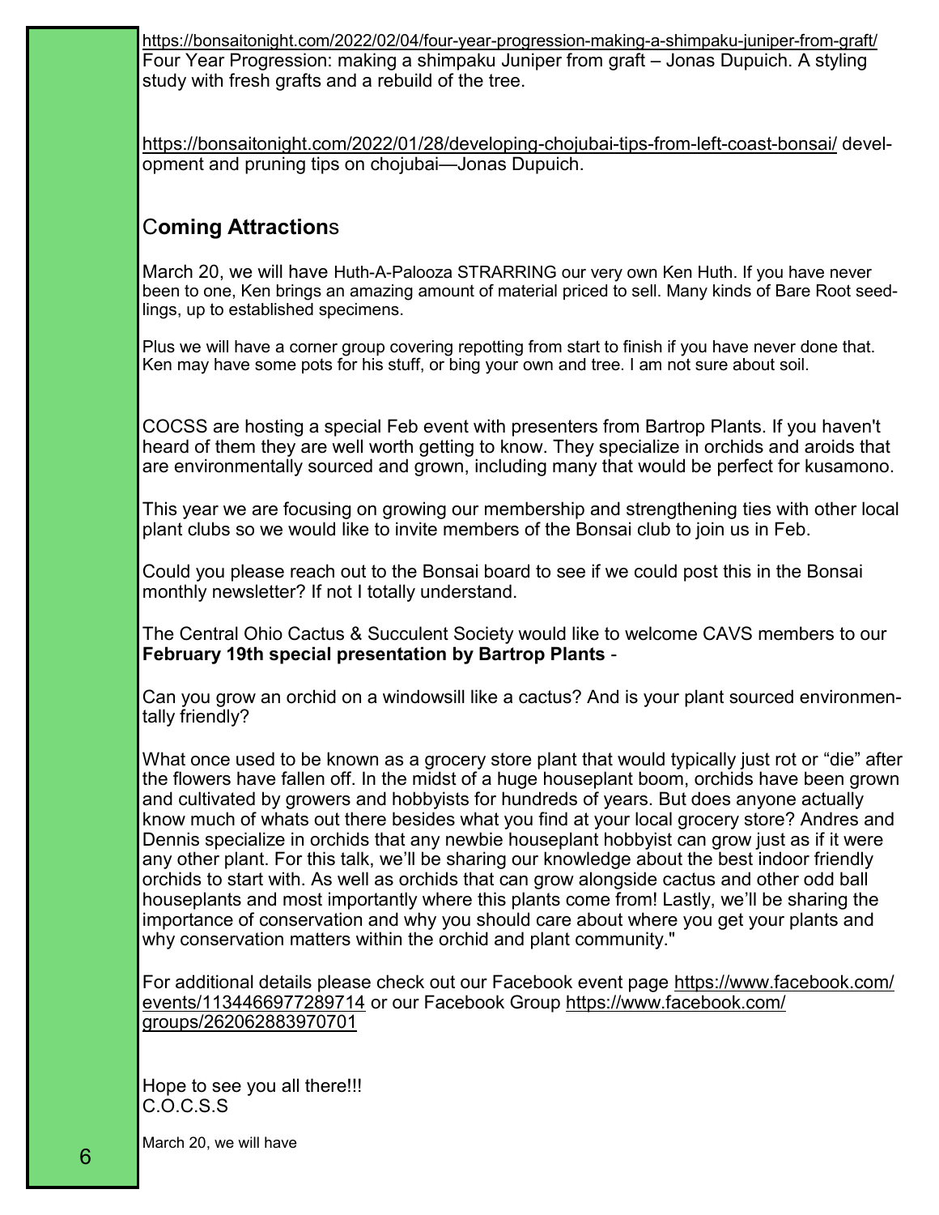https://bonsaitonight.com/2022/02/04/four-year-progression-making-a-shimpaku-juniper-from-graft/
Four Year Progression: making a shimpaku Juniper from graft – Jonas Dupuich. A styling study with fresh grafts and a rebuild of the tree.

https://bonsaitonight.com/2022/01/28/developing-chojubai-tips-from-left-coast-bonsai/ development and pruning tips on chojubai—Jonas Dupuich.

## Coming Attractions

March 20, we will have Huth-A-Palooza STRARRING our very own Ken Huth. If you have never been to one, Ken brings an amazing amount of material priced to sell. Many kinds of Bare Root seedlings, up to established specimens.

Plus we will have a corner group covering repotting from start to finish if you have never done that. Ken may have some pots for his stuff, or bing your own and tree. I am not sure about soil.

COCSS are hosting a special Feb event with presenters from Bartrop Plants. If you haven't heard of them they are well worth getting to know. They specialize in orchids and aroids that are environmentally sourced and grown, including many that would be perfect for kusamono.

This year we are focusing on growing our membership and strengthening ties with other local plant clubs so we would like to invite members of the Bonsai club to join us in Feb.

Could you please reach out to the Bonsai board to see if we could post this in the Bonsai monthly newsletter? If not I totally understand.

The Central Ohio Cactus & Succulent Society would like to welcome CAVS members to our **February 19th special presentation by Bartrop Plants** -

Can you grow an orchid on a windowsill like a cactus? And is your plant sourced environmentally friendly?

What once used to be known as a grocery store plant that would typically just rot or "die" after the flowers have fallen off. In the midst of a huge houseplant boom, orchids have been grown and cultivated by growers and hobbyists for hundreds of years. But does anyone actually know much of whats out there besides what you find at your local grocery store? Andres and Dennis specialize in orchids that any newbie houseplant hobbyist can grow just as if it were any other plant. For this talk, we'll be sharing our knowledge about the best indoor friendly orchids to start with. As well as orchids that can grow alongside cactus and other odd ball houseplants and most importantly where this plants come from! Lastly, we'll be sharing the importance of conservation and why you should care about where you get your plants and why conservation matters within the orchid and plant community."

For additional details please check out our Facebook event page https://www.facebook.com/events/1134466977289714 or our Facebook Group https://www.facebook.com/groups/262062883970701

Hope to see you all there!!!
C.O.C.S.S

March 20, we will have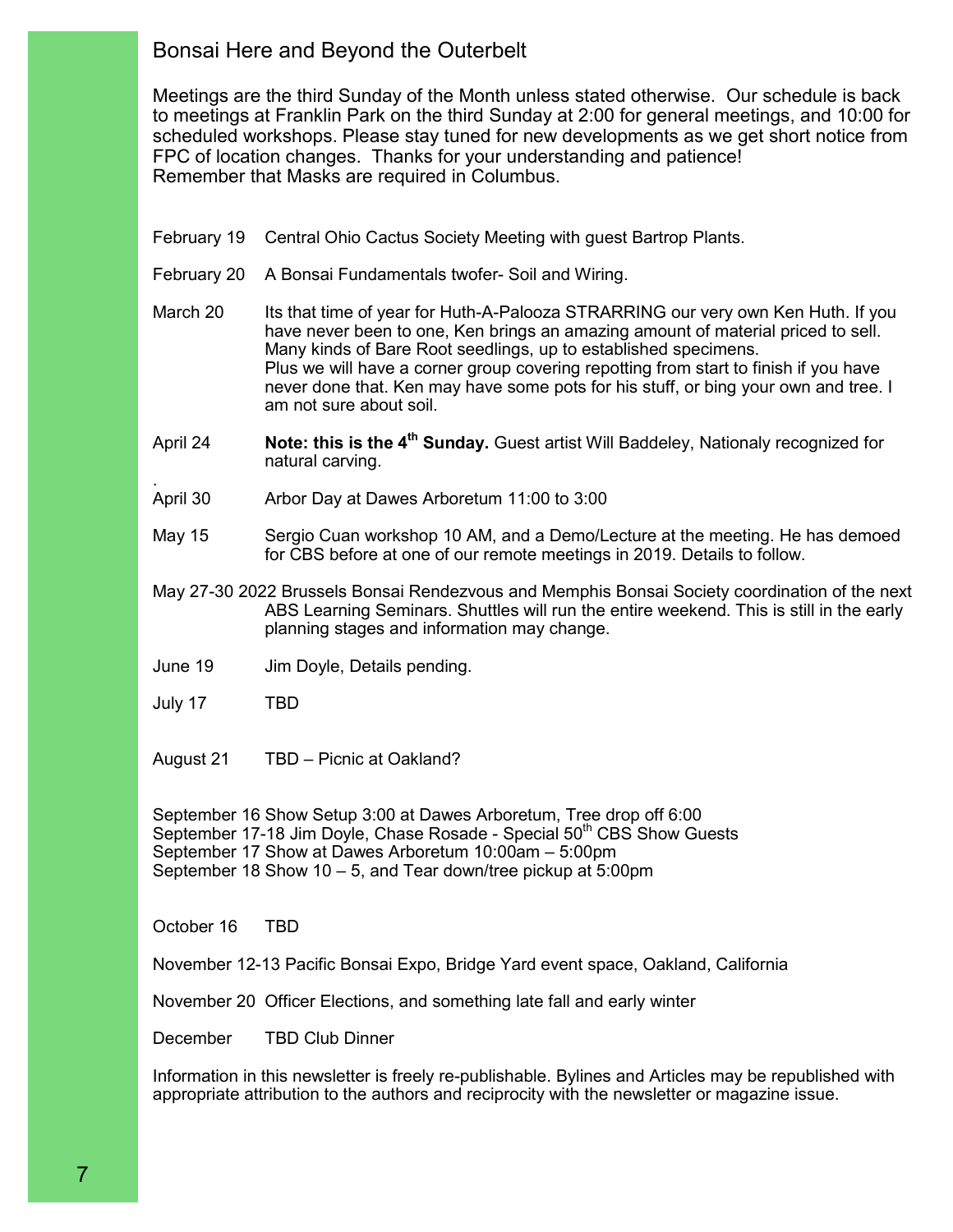## Bonsai Here and Beyond the Outerbelt

Meetings are the third Sunday of the Month unless stated otherwise. Our schedule is back to meetings at Franklin Park on the third Sunday at 2:00 for general meetings, and 10:00 for scheduled workshops. Please stay tuned for new developments as we get short notice from FPC of location changes. Thanks for your understanding and patience!
Remember that Masks are required in Columbus.

February 19 Central Ohio Cactus Society Meeting with guest Bartrop Plants.

February 20 A Bonsai Fundamentals twofer- Soil and Wiring.

March 20 Its that time of year for Huth-A-Palooza STRARRING our very own Ken Huth. If you have never been to one, Ken brings an amazing amount of material priced to sell. Many kinds of Bare Root seedlings, up to established specimens.
Plus we will have a corner group covering repotting from start to finish if you have never done that. Ken may have some pots for his stuff, or bing your own and tree. I am not sure about soil.

April 24 **Note: this is the 4th Sunday.** Guest artist Will Baddeley, Nationaly recognized for natural carving.

.
April 30 Arbor Day at Dawes Arboretum 11:00 to 3:00

May 15 Sergio Cuan workshop 10 AM, and a Demo/Lecture at the meeting. He has demoed for CBS before at one of our remote meetings in 2019. Details to follow.

May 27-30 2022 Brussels Bonsai Rendezvous and Memphis Bonsai Society coordination of the next ABS Learning Seminars. Shuttles will run the entire weekend. This is still in the early planning stages and information may change.

June 19 Jim Doyle, Details pending.

July 17 TBD

August 21 TBD – Picnic at Oakland?

September 16 Show Setup 3:00 at Dawes Arboretum, Tree drop off 6:00
September 17-18 Jim Doyle, Chase Rosade - Special 50th CBS Show Guests
September 17 Show at Dawes Arboretum 10:00am – 5:00pm
September 18 Show 10 – 5, and Tear down/tree pickup at 5:00pm

October 16 TBD

November 12-13 Pacific Bonsai Expo, Bridge Yard event space, Oakland, California

November 20 Officer Elections, and something late fall and early winter

December TBD Club Dinner

Information in this newsletter is freely re-publishable. Bylines and Articles may be republished with appropriate attribution to the authors and reciprocity with the newsletter or magazine issue.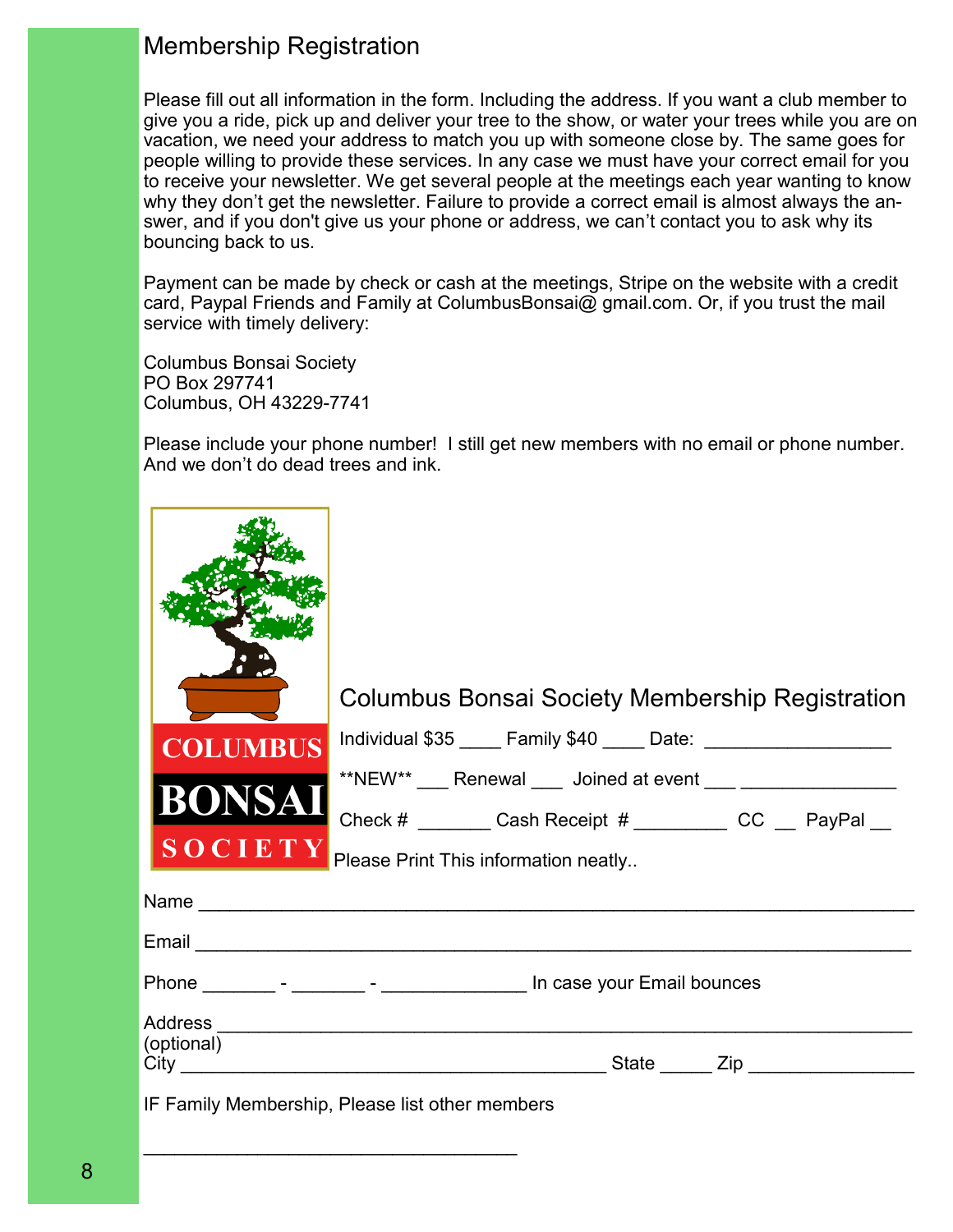## Membership Registration

Please fill out all information in the form. Including the address. If you want a club member to give you a ride, pick up and deliver your tree to the show, or water your trees while you are on vacation, we need your address to match you up with someone close by. The same goes for people willing to provide these services. In any case we must have your correct email for you to receive your newsletter. We get several people at the meetings each year wanting to know why they don't get the newsletter. Failure to provide a correct email is almost always the answer, and if you don't give us your phone or address, we can't contact you to ask why its bouncing back to us.

Payment can be made by check or cash at the meetings, Stripe on the website with a credit card, Paypal Friends and Family at ColumbusBonsai@ gmail.com. Or, if you trust the mail service with timely delivery:

Columbus Bonsai Society
PO Box 297741
Columbus, OH 43229-7741

Please include your phone number! I still get new members with no email or phone number. And we don't do dead trees and ink.

COLUMBUS BONSAI SOCIETY

### Columbus Bonsai Society Membership Registration

Individual $35 ____ Family $40 ____ Date: __________________

**NEW** ___ Renewal ___ Joined at event ___ _______________

Check # _______ Cash Receipt # _________ CC __ PayPal __

Please Print This information neatly..

Name ____________________________________________________________________

Email ____________________________________________________________________

Phone _______ - _______ - ______________ In case your Email bounces

Address (optional) ____________________________________________________________________

City ________________________________________ State _____ Zip ________________

IF Family Membership, Please list other members

___________________________________